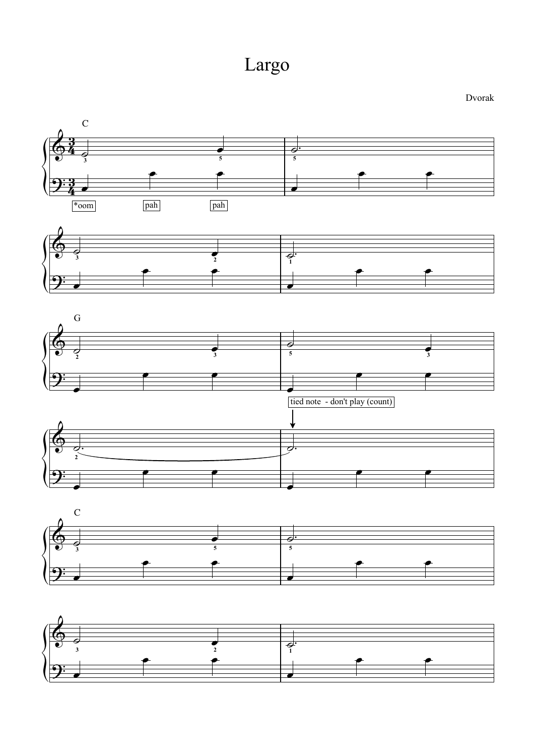# Largo

Dvorak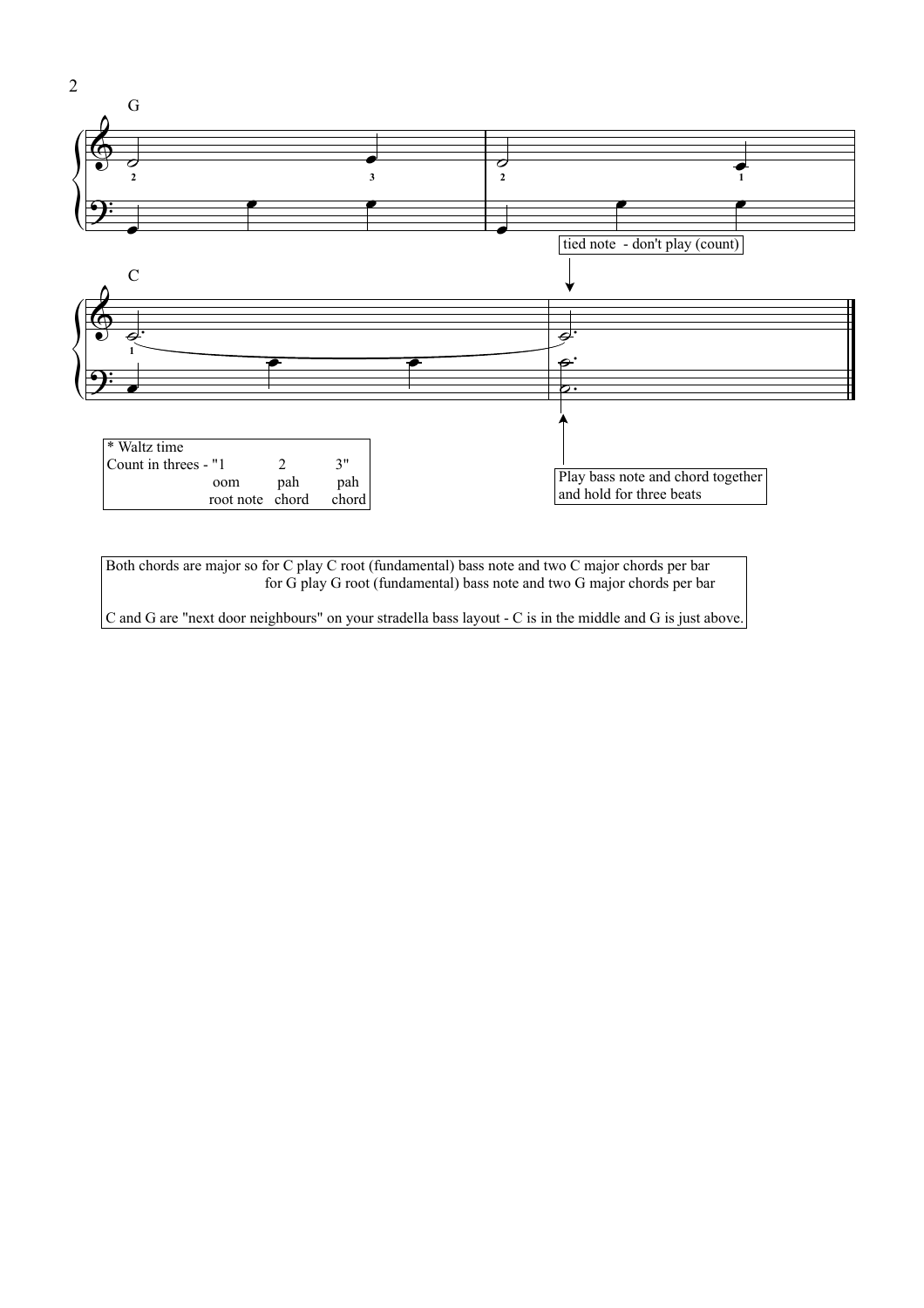G

C

tied note - don't play (count)

Play bass note and chord together and hold for three beats

* Waltz time
Count in threes - "1 2 3"
oom pah pah
root note chord chord

Both chords are major so for C play C root (fundamental) bass note and two C major chords per bar
for G play G root (fundamental) bass note and two G major chords per bar

C and G are "next door neighbours" on your stradella bass layout - C is in the middle and G is just above.